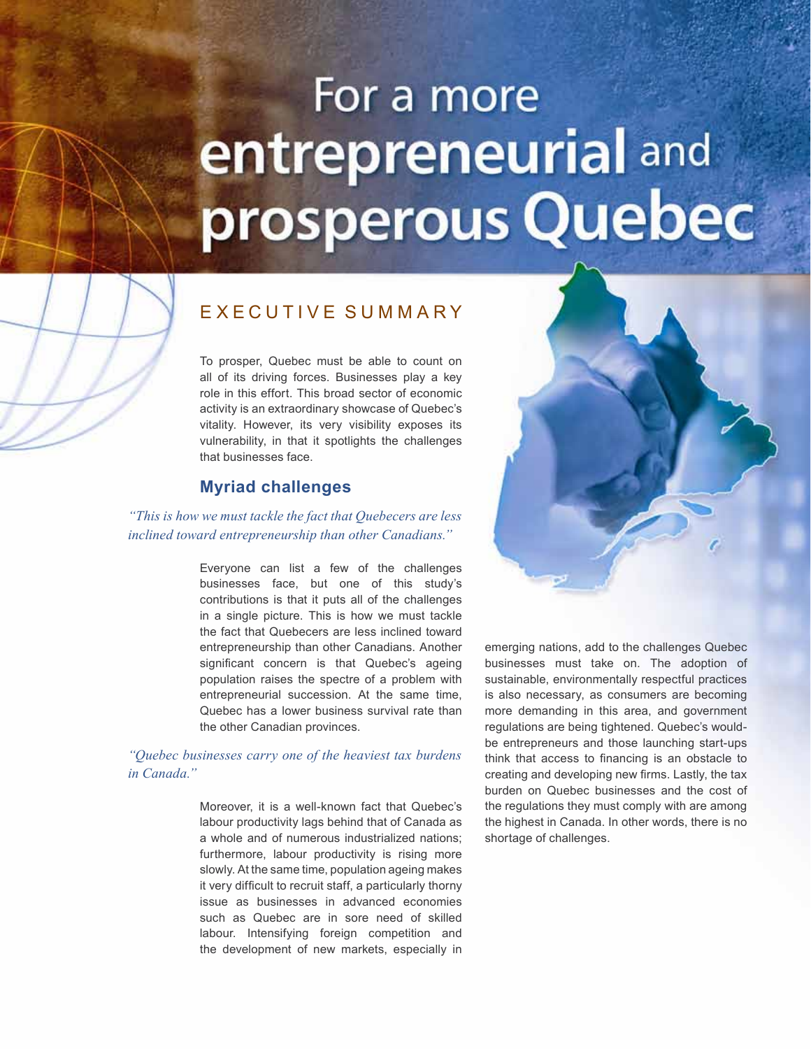# For a more entrepreneurial and prosperous Quebec

## EXECUTIVE SUMMARY

To prosper, Quebec must be able to count on all of its driving forces. Businesses play a key role in this effort. This broad sector of economic activity is an extraordinary showcase of Quebec's vitality. However, its very visibility exposes its vulnerability, in that it spotlights the challenges that businesses face.

### Myriad challenges

*"This is how we must tackle the fact that Quebecers are less inclined toward entrepreneurship than other Canadians."*

Everyone can list a few of the challenges businesses face, but one of this study's contributions is that it puts all of the challenges in a single picture. This is how we must tackle the fact that Quebecers are less inclined toward entrepreneurship than other Canadians. Another significant concern is that Quebec's ageing population raises the spectre of a problem with entrepreneurial succession. At the same time, Quebec has a lower business survival rate than the other Canadian provinces.

*"Quebec businesses carry one of the heaviest tax burdens in Canada."*

Moreover, it is a well-known fact that Quebec's labour productivity lags behind that of Canada as a whole and of numerous industrialized nations; furthermore, labour productivity is rising more slowly. At the same time, population ageing makes it very difficult to recruit staff, a particularly thorny issue as businesses in advanced economies such as Quebec are in sore need of skilled labour. Intensifying foreign competition and the development of new markets, especially in emerging nations, add to the challenges Quebec businesses must take on. The adoption of sustainable, environmentally respectful practices is also necessary, as consumers are becoming more demanding in this area, and government regulations are being tightened. Quebec's would-be entrepreneurs and those launching start-ups think that access to financing is an obstacle to creating and developing new firms. Lastly, the tax burden on Quebec businesses and the cost of the regulations they must comply with are among the highest in Canada. In other words, there is no shortage of challenges.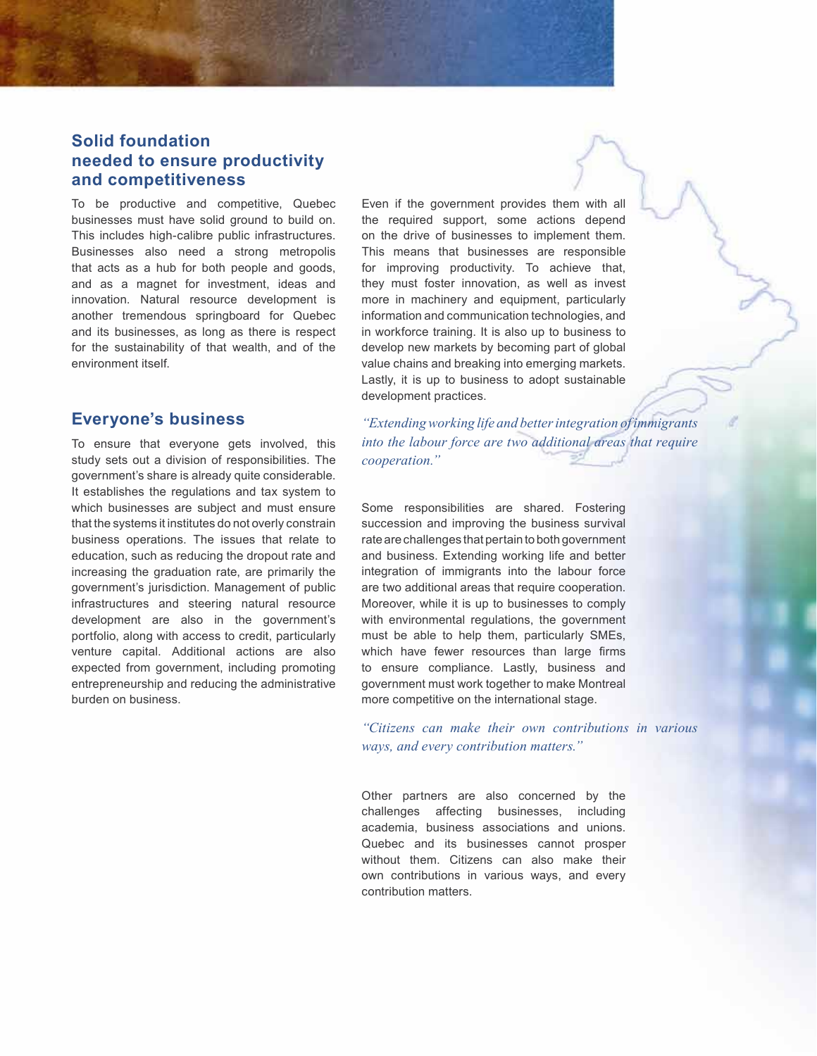## Solid foundation needed to ensure productivity and competitiveness

To be productive and competitive, Quebec businesses must have solid ground to build on. This includes high-calibre public infrastructures. Businesses also need a strong metropolis that acts as a hub for both people and goods, and as a magnet for investment, ideas and innovation. Natural resource development is another tremendous springboard for Quebec and its businesses, as long as there is respect for the sustainability of that wealth, and of the environment itself.

## Everyone's business

To ensure that everyone gets involved, this study sets out a division of responsibilities. The government's share is already quite considerable. It establishes the regulations and tax system to which businesses are subject and must ensure that the systems it institutes do not overly constrain business operations. The issues that relate to education, such as reducing the dropout rate and increasing the graduation rate, are primarily the government's jurisdiction. Management of public infrastructures and steering natural resource development are also in the government's portfolio, along with access to credit, particularly venture capital. Additional actions are also expected from government, including promoting entrepreneurship and reducing the administrative burden on business.

Even if the government provides them with all the required support, some actions depend on the drive of businesses to implement them. This means that businesses are responsible for improving productivity. To achieve that, they must foster innovation, as well as invest more in machinery and equipment, particularly information and communication technologies, and in workforce training. It is also up to business to develop new markets by becoming part of global value chains and breaking into emerging markets. Lastly, it is up to business to adopt sustainable development practices.

*"Extending working life and better integration of immigrants into the labour force are two additional areas that require cooperation."*

Some responsibilities are shared. Fostering succession and improving the business survival rate are challenges that pertain to both government and business. Extending working life and better integration of immigrants into the labour force are two additional areas that require cooperation. Moreover, while it is up to businesses to comply with environmental regulations, the government must be able to help them, particularly SMEs, which have fewer resources than large firms to ensure compliance. Lastly, business and government must work together to make Montreal more competitive on the international stage.

*"Citizens can make their own contributions in various ways, and every contribution matters."*

Other partners are also concerned by the challenges affecting businesses, including academia, business associations and unions. Quebec and its businesses cannot prosper without them. Citizens can also make their own contributions in various ways, and every contribution matters.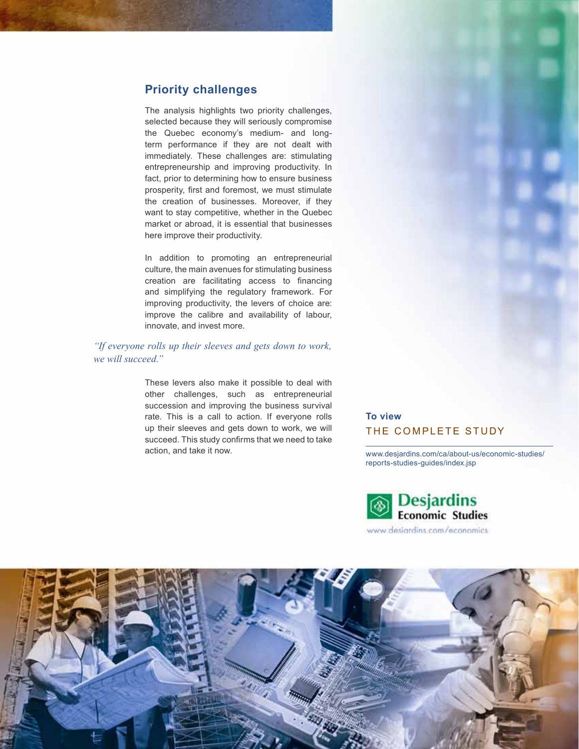## Priority challenges

The analysis highlights two priority challenges, selected because they will seriously compromise the Quebec economy's medium- and long-term performance if they are not dealt with immediately. These challenges are: stimulating entrepreneurship and improving productivity. In fact, prior to determining how to ensure business prosperity, first and foremost, we must stimulate the creation of businesses. Moreover, if they want to stay competitive, whether in the Quebec market or abroad, it is essential that businesses here improve their productivity.

In addition to promoting an entrepreneurial culture, the main avenues for stimulating business creation are facilitating access to financing and simplifying the regulatory framework. For improving productivity, the levers of choice are: improve the calibre and availability of labour, innovate, and invest more.

*"If everyone rolls up their sleeves and gets down to work, we will succeed."*

These levers also make it possible to deal with other challenges, such as entrepreneurial succession and improving the business survival rate. This is a call to action. If everyone rolls up their sleeves and gets down to work, we will succeed. This study confirms that we need to take action, and take it now.

**To view**
THE COMPLETE STUDY

www.desjardins.com/ca/about-us/economic-studies/reports-studies-guides/index.jsp

**Desjardins Economic Studies**
www.desjardins.com/economics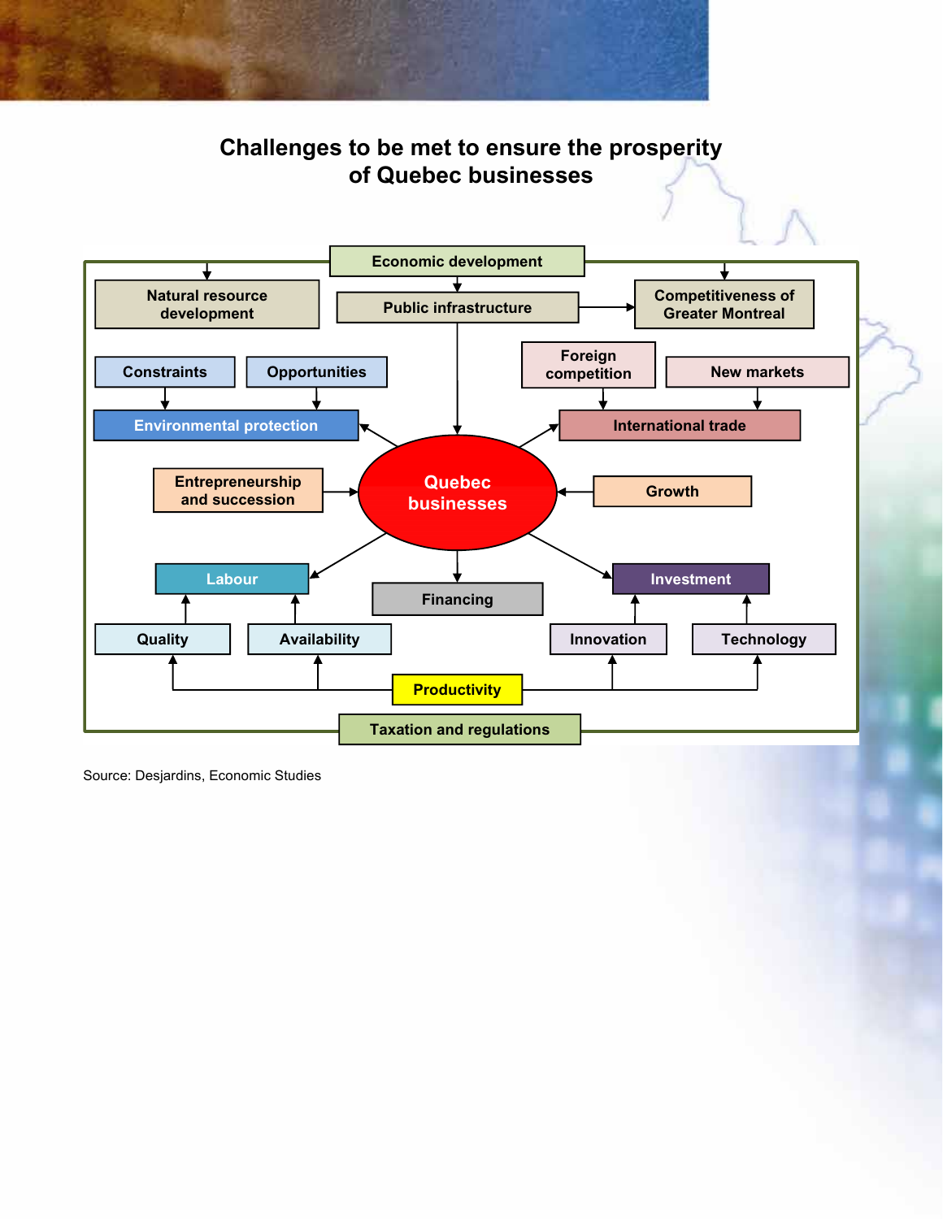## Challenges to be met to ensure the prosperity of Quebec businesses

Economic development

Natural resource development

Public infrastructure

Competitiveness of Greater Montreal

Constraints

Opportunities

Foreign competition

New markets

Environmental protection

International trade

Entrepreneurship and succession

Quebec businesses

Growth

Labour

Financing

Investment

Quality

Availability

Innovation

Technology

Productivity

Taxation and regulations

Source: Desjardins, Economic Studies